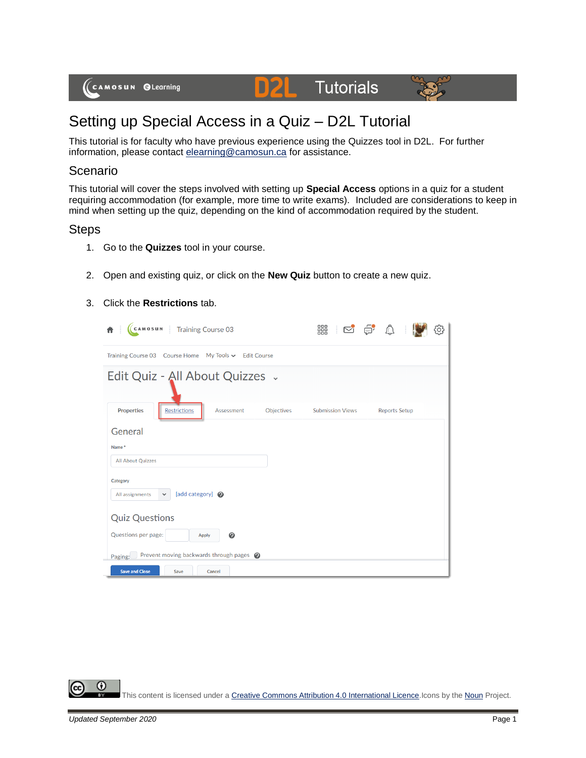# Setting up Special Access in a Quiz – D2L Tutorial

This tutorial is for faculty who have previous experience using the Quizzes tool in D2L. For further information, please contact elearning@camosun.ca for assistance.

## Scenario

This tutorial will cover the steps involved with setting up **Special Access** options in a quiz for a student requiring accommodation (for example, more time to write exams). Included are considerations to keep in mind when setting up the quiz, depending on the kind of accommodation required by the student.

## Steps

1. Go to the **Quizzes** tool in your course.
2. Open and existing quiz, or click on the **New Quiz** button to create a new quiz.
3. Click the **Restrictions** tab.

This content is licensed under a Creative Commons Attribution 4.0 International Licence. Icons by the Noun Project.

*Updated September 2020*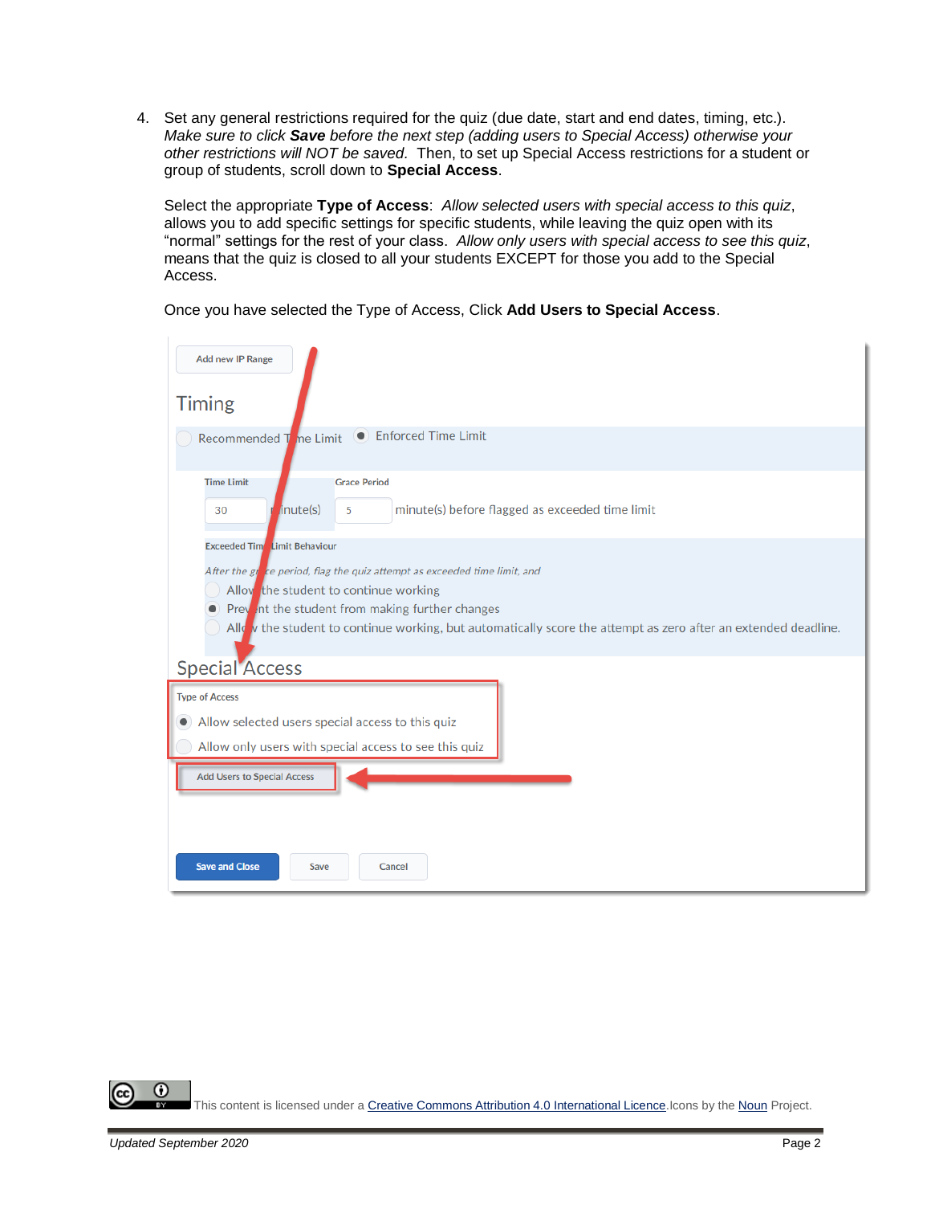4. Set any general restrictions required for the quiz (due date, start and end dates, timing, etc.). *Make sure to click **Save** before the next step (adding users to Special Access) otherwise your other restrictions will NOT be saved.* Then, to set up Special Access restrictions for a student or group of students, scroll down to **Special Access**.

   Select the appropriate **Type of Access**: *Allow selected users with special access to this quiz*, allows you to add specific settings for specific students, while leaving the quiz open with its "normal" settings for the rest of your class. *Allow only users with special access to see this quiz*, means that the quiz is closed to all your students EXCEPT for those you add to the Special Access.

   Once you have selected the Type of Access, Click **Add Users to Special Access**.

This content is licensed under a Creative Commons Attribution 4.0 International Licence. Icons by the Noun Project.

*Updated September 2020*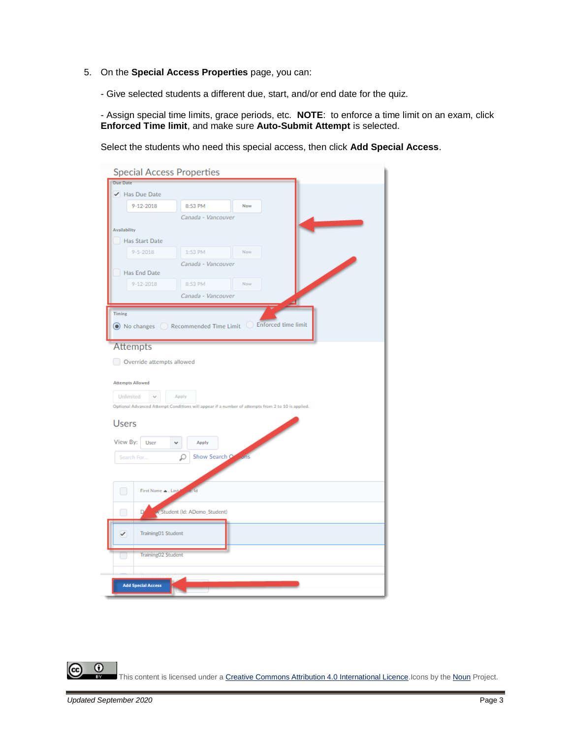5. On the **Special Access Properties** page, you can:

   - Give selected students a different due, start, and/or end date for the quiz.

   - Assign special time limits, grace periods, etc. **NOTE**: to enforce a time limit on an exam, click **Enforced Time limit**, and make sure **Auto-Submit Attempt** is selected.

   Select the students who need this special access, then click **Add Special Access**.

This content is licensed under a Creative Commons Attribution 4.0 International Licence. Icons by the Noun Project.

*Updated September 2020*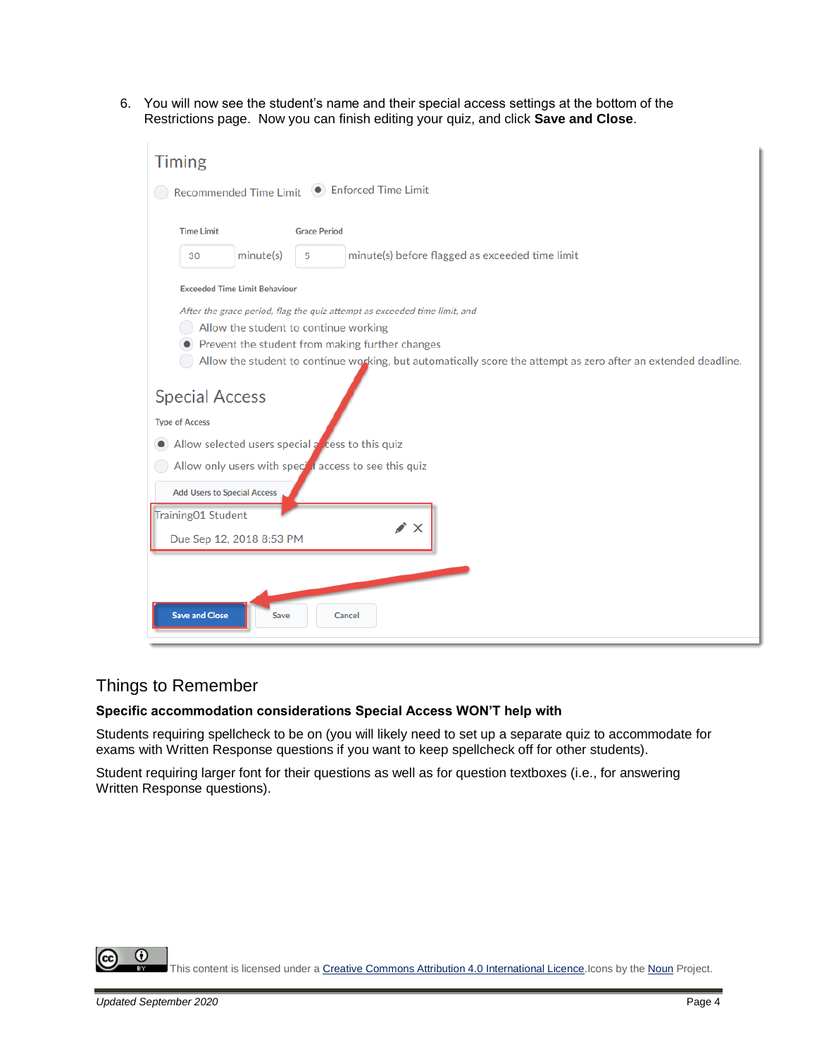6. You will now see the student's name and their special access settings at the bottom of the Restrictions page. Now you can finish editing your quiz, and click **Save and Close**.

## Things to Remember

**Specific accommodation considerations Special Access WON'T help with**

Students requiring spellcheck to be on (you will likely need to set up a separate quiz to accommodate for exams with Written Response questions if you want to keep spellcheck off for other students).

Student requiring larger font for their questions as well as for question textboxes (i.e., for answering Written Response questions).

This content is licensed under a Creative Commons Attribution 4.0 International Licence. Icons by the Noun Project.